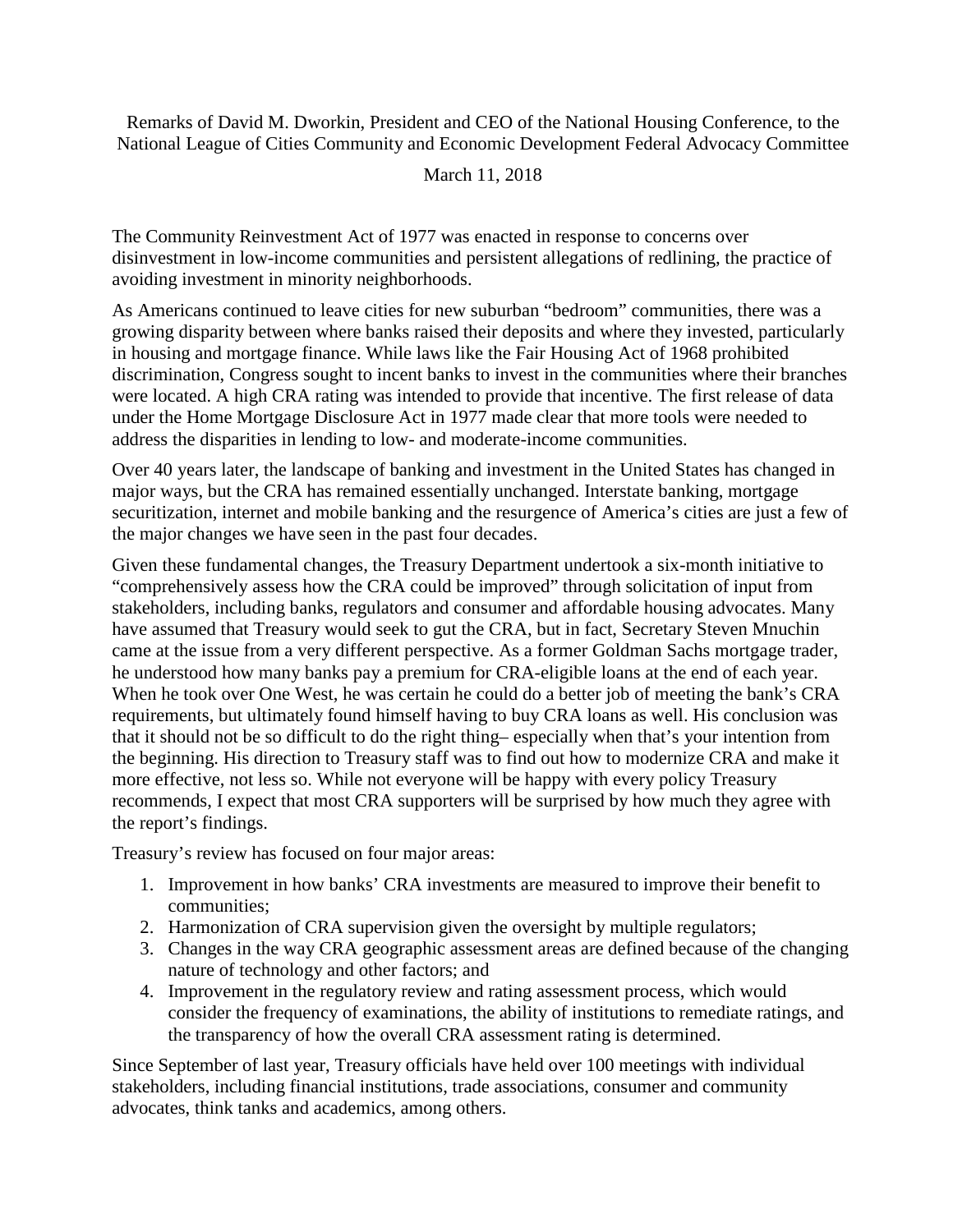Remarks of David M. Dworkin, President and CEO of the National Housing Conference, to the National League of Cities Community and Economic Development Federal Advocacy Committee

March 11, 2018

The Community Reinvestment Act of 1977 was enacted in response to concerns over disinvestment in low-income communities and persistent allegations of redlining, the practice of avoiding investment in minority neighborhoods.

As Americans continued to leave cities for new suburban "bedroom" communities, there was a growing disparity between where banks raised their deposits and where they invested, particularly in housing and mortgage finance. While laws like the Fair Housing Act of 1968 prohibited discrimination, Congress sought to incent banks to invest in the communities where their branches were located. A high CRA rating was intended to provide that incentive. The first release of data under the Home Mortgage Disclosure Act in 1977 made clear that more tools were needed to address the disparities in lending to low- and moderate-income communities.

Over 40 years later, the landscape of banking and investment in the United States has changed in major ways, but the CRA has remained essentially unchanged. Interstate banking, mortgage securitization, internet and mobile banking and the resurgence of America's cities are just a few of the major changes we have seen in the past four decades.

Given these fundamental changes, the Treasury Department undertook a six-month initiative to "comprehensively assess how the CRA could be improved" through solicitation of input from stakeholders, including banks, regulators and consumer and affordable housing advocates. Many have assumed that Treasury would seek to gut the CRA, but in fact, Secretary Steven Mnuchin came at the issue from a very different perspective. As a former Goldman Sachs mortgage trader, he understood how many banks pay a premium for CRA-eligible loans at the end of each year. When he took over One West, he was certain he could do a better job of meeting the bank's CRA requirements, but ultimately found himself having to buy CRA loans as well. His conclusion was that it should not be so difficult to do the right thing– especially when that's your intention from the beginning. His direction to Treasury staff was to find out how to modernize CRA and make it more effective, not less so. While not everyone will be happy with every policy Treasury recommends, I expect that most CRA supporters will be surprised by how much they agree with the report's findings.

Treasury's review has focused on four major areas:

1. Improvement in how banks' CRA investments are measured to improve their benefit to communities;
2. Harmonization of CRA supervision given the oversight by multiple regulators;
3. Changes in the way CRA geographic assessment areas are defined because of the changing nature of technology and other factors; and
4. Improvement in the regulatory review and rating assessment process, which would consider the frequency of examinations, the ability of institutions to remediate ratings, and the transparency of how the overall CRA assessment rating is determined.

Since September of last year, Treasury officials have held over 100 meetings with individual stakeholders, including financial institutions, trade associations, consumer and community advocates, think tanks and academics, among others.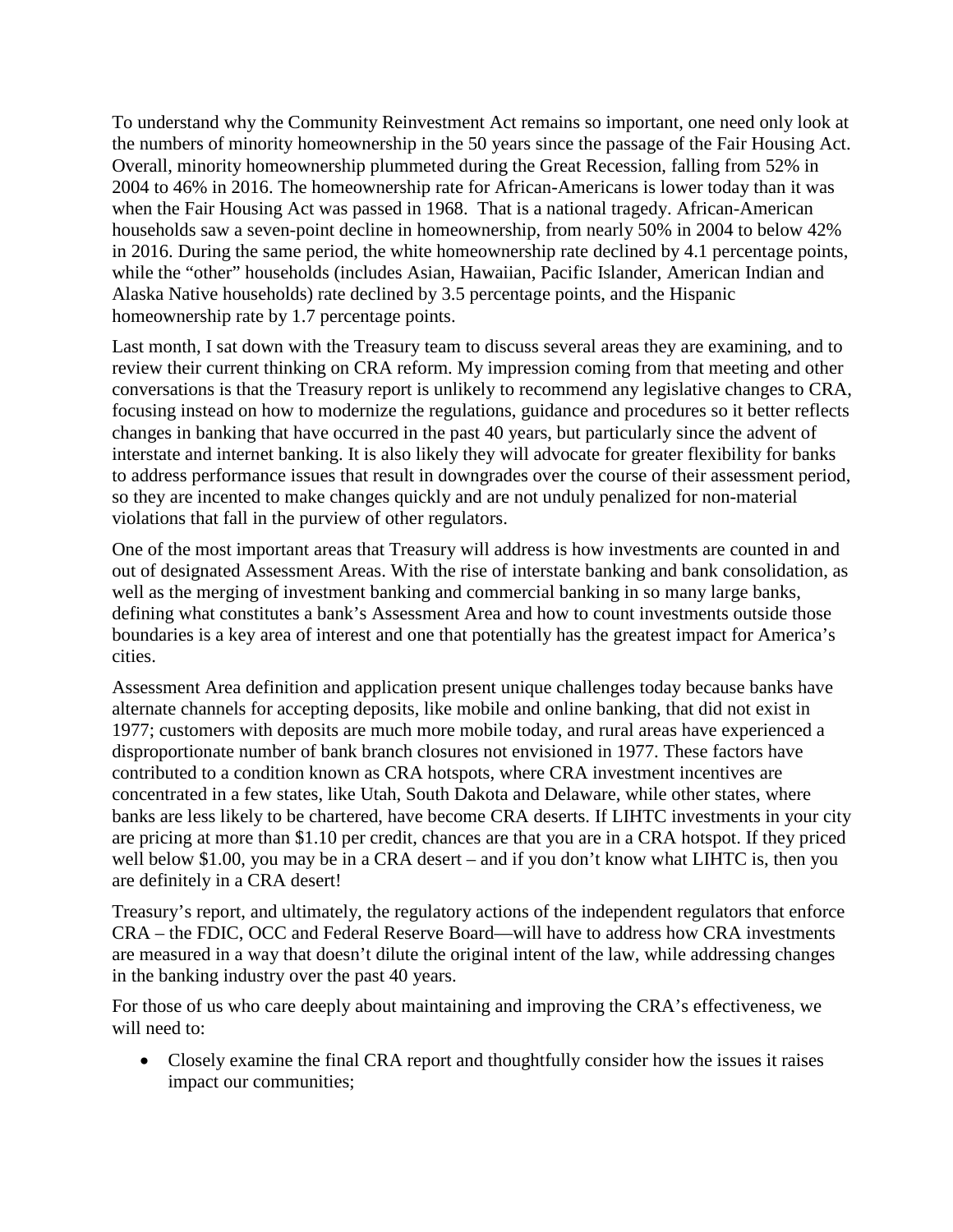To understand why the Community Reinvestment Act remains so important, one need only look at the numbers of minority homeownership in the 50 years since the passage of the Fair Housing Act. Overall, minority homeownership plummeted during the Great Recession, falling from 52% in 2004 to 46% in 2016. The homeownership rate for African-Americans is lower today than it was when the Fair Housing Act was passed in 1968. That is a national tragedy. African-American households saw a seven-point decline in homeownership, from nearly 50% in 2004 to below 42% in 2016. During the same period, the white homeownership rate declined by 4.1 percentage points, while the "other" households (includes Asian, Hawaiian, Pacific Islander, American Indian and Alaska Native households) rate declined by 3.5 percentage points, and the Hispanic homeownership rate by 1.7 percentage points.

Last month, I sat down with the Treasury team to discuss several areas they are examining, and to review their current thinking on CRA reform. My impression coming from that meeting and other conversations is that the Treasury report is unlikely to recommend any legislative changes to CRA, focusing instead on how to modernize the regulations, guidance and procedures so it better reflects changes in banking that have occurred in the past 40 years, but particularly since the advent of interstate and internet banking. It is also likely they will advocate for greater flexibility for banks to address performance issues that result in downgrades over the course of their assessment period, so they are incented to make changes quickly and are not unduly penalized for non-material violations that fall in the purview of other regulators.

One of the most important areas that Treasury will address is how investments are counted in and out of designated Assessment Areas. With the rise of interstate banking and bank consolidation, as well as the merging of investment banking and commercial banking in so many large banks, defining what constitutes a bank's Assessment Area and how to count investments outside those boundaries is a key area of interest and one that potentially has the greatest impact for America's cities.

Assessment Area definition and application present unique challenges today because banks have alternate channels for accepting deposits, like mobile and online banking, that did not exist in 1977; customers with deposits are much more mobile today, and rural areas have experienced a disproportionate number of bank branch closures not envisioned in 1977. These factors have contributed to a condition known as CRA hotspots, where CRA investment incentives are concentrated in a few states, like Utah, South Dakota and Delaware, while other states, where banks are less likely to be chartered, have become CRA deserts. If LIHTC investments in your city are pricing at more than $1.10 per credit, chances are that you are in a CRA hotspot. If they priced well below $1.00, you may be in a CRA desert – and if you don't know what LIHTC is, then you are definitely in a CRA desert!

Treasury's report, and ultimately, the regulatory actions of the independent regulators that enforce CRA – the FDIC, OCC and Federal Reserve Board—will have to address how CRA investments are measured in a way that doesn't dilute the original intent of the law, while addressing changes in the banking industry over the past 40 years.

For those of us who care deeply about maintaining and improving the CRA's effectiveness, we will need to:

- Closely examine the final CRA report and thoughtfully consider how the issues it raises impact our communities;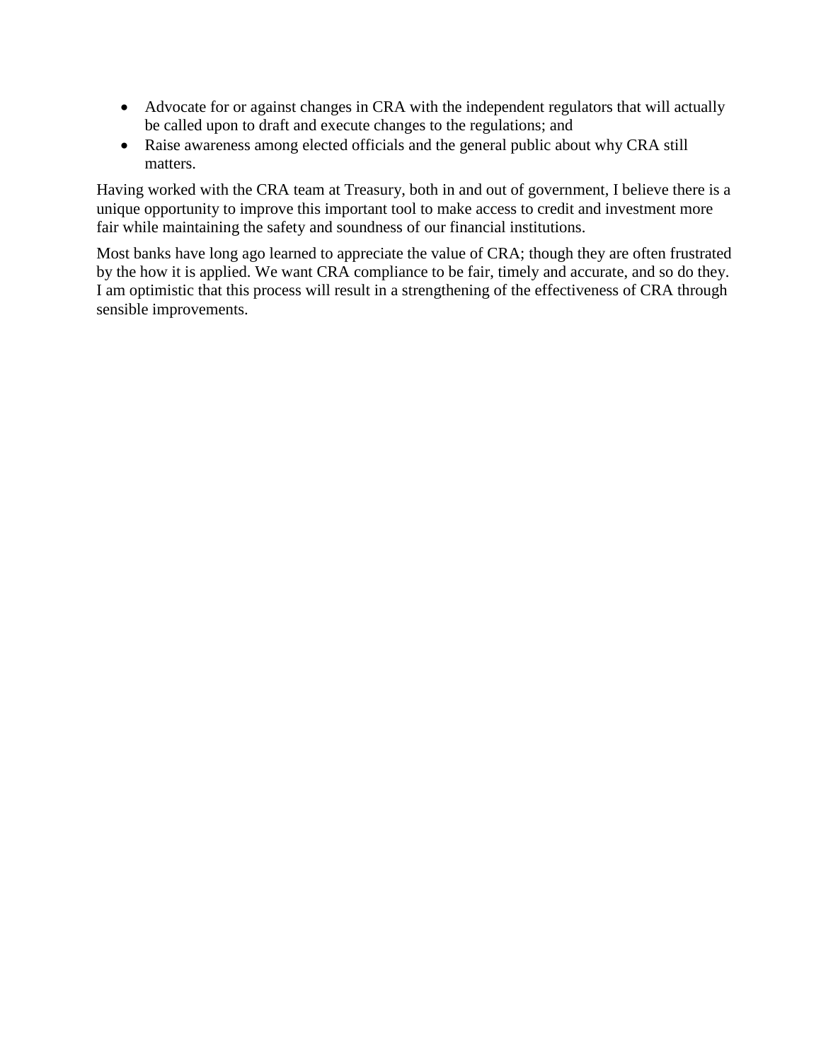- Advocate for or against changes in CRA with the independent regulators that will actually be called upon to draft and execute changes to the regulations; and
- Raise awareness among elected officials and the general public about why CRA still matters.

Having worked with the CRA team at Treasury, both in and out of government, I believe there is a unique opportunity to improve this important tool to make access to credit and investment more fair while maintaining the safety and soundness of our financial institutions.

Most banks have long ago learned to appreciate the value of CRA; though they are often frustrated by the how it is applied. We want CRA compliance to be fair, timely and accurate, and so do they. I am optimistic that this process will result in a strengthening of the effectiveness of CRA through sensible improvements.